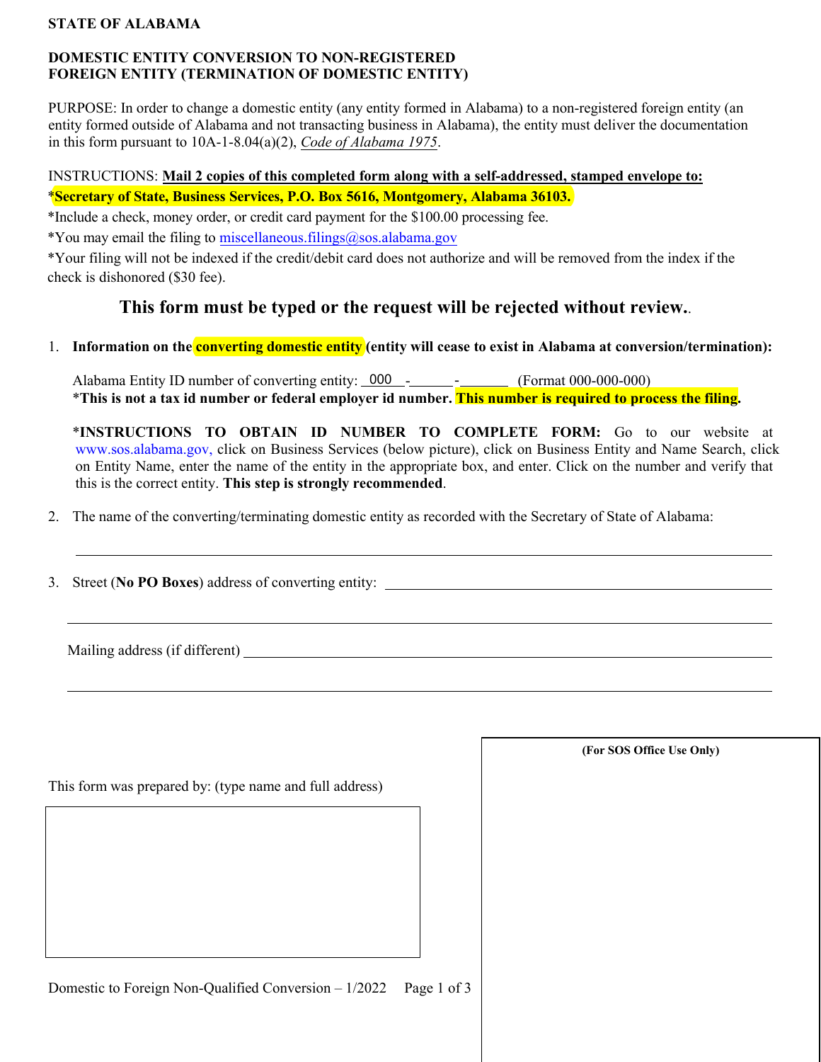**STATE OF ALABAMA**

**DOMESTIC ENTITY CONVERSION TO NON-REGISTERED FOREIGN ENTITY (TERMINATION OF DOMESTIC ENTITY)**

PURPOSE: In order to change a domestic entity (any entity formed in Alabama) to a non-registered foreign entity (an entity formed outside of Alabama and not transacting business in Alabama), the entity must deliver the documentation in this form pursuant to 10A-1-8.04(a)(2), *Code of Alabama 1975*.

INSTRUCTIONS: **Mail 2 copies of this completed form along with a self-addressed, stamped envelope to:**

***Secretary of State, Business Services, P.O. Box 5616, Montgomery, Alabama 36103.**

*Include a check, money order, or credit card payment for the $100.00 processing fee.

*You may email the filing to miscellaneous.filings@sos.alabama.gov

*Your filing will not be indexed if the credit/debit card does not authorize and will be removed from the index if the check is dishonored ($30 fee).

## This form must be typed or the request will be rejected without review.

1. **Information on the converting domestic entity (entity will cease to exist in Alabama at conversion/termination):**

   Alabama Entity ID number of converting entity: 000 - ______ - ______ (Format 000-000-000)
   ***This is not a tax id number or federal employer id number. This number is required to process the filing.**

   ***INSTRUCTIONS TO OBTAIN ID NUMBER TO COMPLETE FORM:** Go to our website at www.sos.alabama.gov, click on Business Services (below picture), click on Business Entity and Name Search, click on Entity Name, enter the name of the entity in the appropriate box, and enter. Click on the number and verify that this is the correct entity. **This step is strongly recommended**.

2. The name of the converting/terminating domestic entity as recorded with the Secretary of State of Alabama:

   ______________________________________________

3. Street (**No PO Boxes**) address of converting entity: ______________________________________________

   ______________________________________________

   Mailing address (if different) ______________________________________________

   ______________________________________________

This form was prepared by: (type name and full address)

**(For SOS Office Use Only)**

Domestic to Foreign Non-Qualified Conversion – 1/2022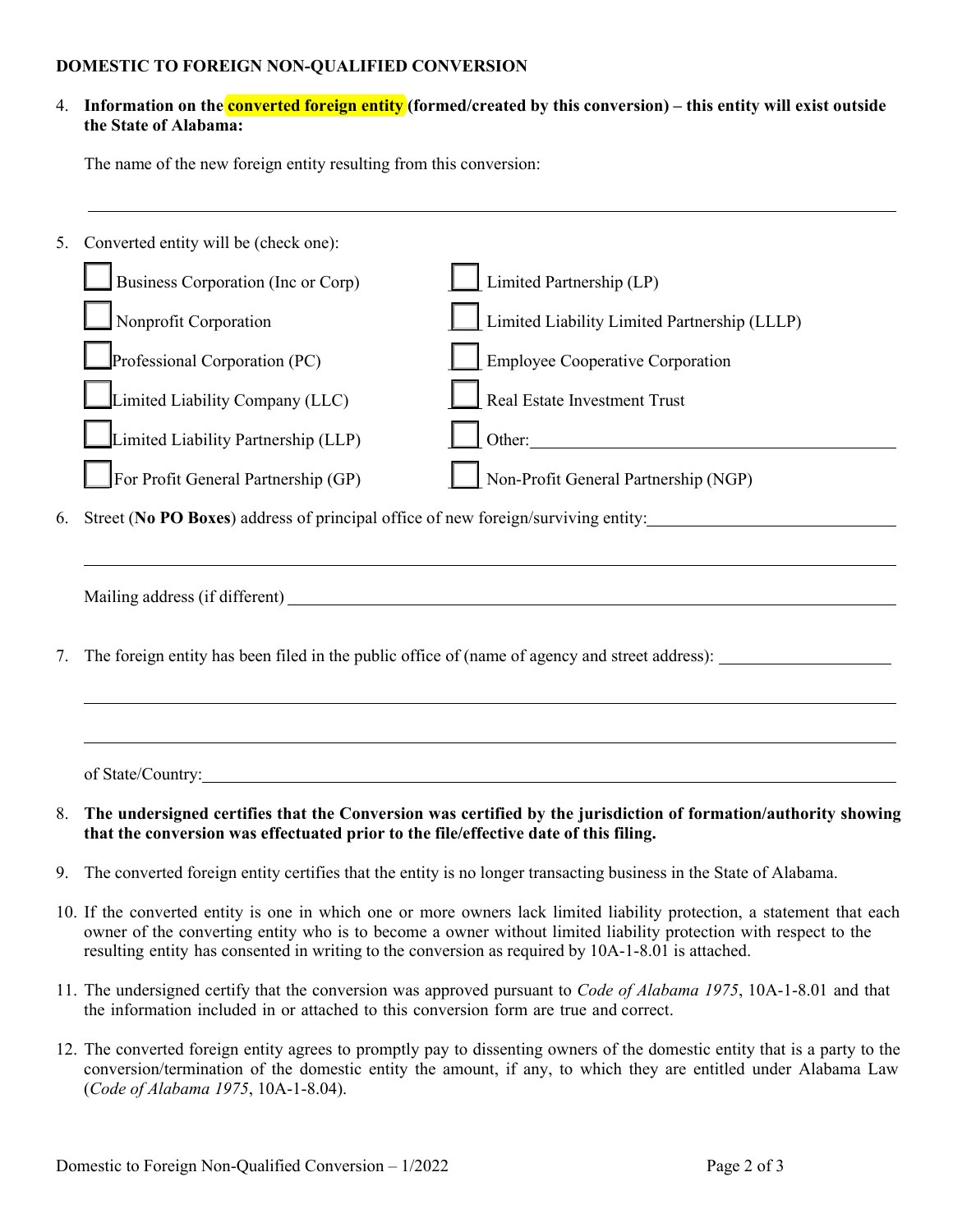**DOMESTIC TO FOREIGN NON-QUALIFIED CONVERSION**

4. **Information on the converted foreign entity (formed/created by this conversion) – this entity will exist outside the State of Alabama:**

   The name of the new foreign entity resulting from this conversion:

   \_\_\_\_\_\_\_\_\_\_\_\_\_\_\_\_\_\_\_\_\_\_\_\_\_\_\_\_\_\_\_\_\_\_\_\_\_\_\_\_\_\_\_\_\_\_\_\_\_\_\_\_\_\_\_\_\_\_\_\_

5. Converted entity will be (check one):

   - ☐ Business Corporation (Inc or Corp)
   - ☐ Nonprofit Corporation
   - ☐ Professional Corporation (PC)
   - ☐ Limited Liability Company (LLC)
   - ☐ Limited Liability Partnership (LLP)
   - ☐ For Profit General Partnership (GP)
   - ☐ Limited Partnership (LP)
   - ☐ Limited Liability Limited Partnership (LLLP)
   - ☐ Employee Cooperative Corporation
   - ☐ Real Estate Investment Trust
   - ☐ Other: \_\_\_\_\_\_\_\_\_\_\_\_\_\_\_\_\_\_\_\_\_\_\_\_
   - ☐ Non-Profit General Partnership (NGP)

6. Street (**No PO Boxes**) address of principal office of new foreign/surviving entity: \_\_\_\_\_\_\_\_\_\_\_\_\_\_\_\_\_\_\_\_\_\_\_\_

   \_\_\_\_\_\_\_\_\_\_\_\_\_\_\_\_\_\_\_\_\_\_\_\_\_\_\_\_\_\_\_\_\_\_\_\_\_\_\_\_\_\_\_\_\_\_\_\_\_\_\_\_\_\_\_\_\_\_\_\_

   Mailing address (if different) \_\_\_\_\_\_\_\_\_\_\_\_\_\_\_\_\_\_\_\_\_\_\_\_\_\_\_\_\_\_\_\_\_\_\_\_\_\_\_\_

7. The foreign entity has been filed in the public office of (name of agency and street address): \_\_\_\_\_\_\_\_\_\_\_\_\_\_\_\_\_\_\_\_

   \_\_\_\_\_\_\_\_\_\_\_\_\_\_\_\_\_\_\_\_\_\_\_\_\_\_\_\_\_\_\_\_\_\_\_\_\_\_\_\_\_\_\_\_\_\_\_\_\_\_\_\_\_\_\_\_\_\_\_\_

   \_\_\_\_\_\_\_\_\_\_\_\_\_\_\_\_\_\_\_\_\_\_\_\_\_\_\_\_\_\_\_\_\_\_\_\_\_\_\_\_\_\_\_\_\_\_\_\_\_\_\_\_\_\_\_\_\_\_\_\_

   of State/Country: \_\_\_\_\_\_\_\_\_\_\_\_\_\_\_\_\_\_\_\_\_\_\_\_\_\_\_\_\_\_\_\_\_\_\_\_\_\_\_\_\_\_\_\_\_\_\_\_

8. **The undersigned certifies that the Conversion was certified by the jurisdiction of formation/authority showing that the conversion was effectuated prior to the file/effective date of this filing.**

9. The converted foreign entity certifies that the entity is no longer transacting business in the State of Alabama.

10. If the converted entity is one in which one or more owners lack limited liability protection, a statement that each owner of the converting entity who is to become a owner without limited liability protection with respect to the resulting entity has consented in writing to the conversion as required by 10A-1-8.01 is attached.

11. The undersigned certify that the conversion was approved pursuant to *Code of Alabama 1975*, 10A-1-8.01 and that the information included in or attached to this conversion form are true and correct.

12. The converted foreign entity agrees to promptly pay to dissenting owners of the domestic entity that is a party to the conversion/termination of the domestic entity the amount, if any, to which they are entitled under Alabama Law (*Code of Alabama 1975*, 10A-1-8.04).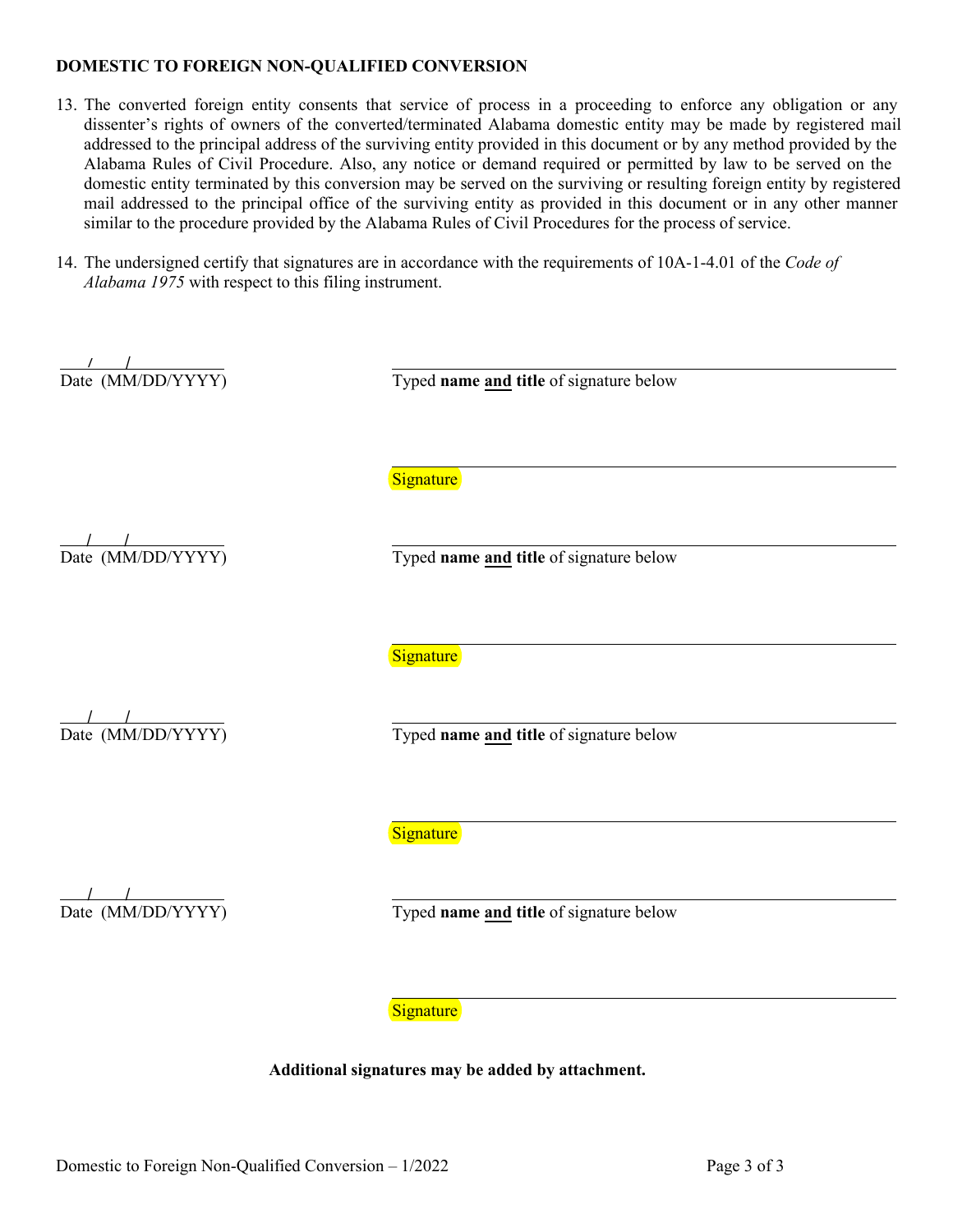**DOMESTIC TO FOREIGN NON-QUALIFIED CONVERSION**

13. The converted foreign entity consents that service of process in a proceeding to enforce any obligation or any dissenter's rights of owners of the converted/terminated Alabama domestic entity may be made by registered mail addressed to the principal address of the surviving entity provided in this document or by any method provided by the Alabama Rules of Civil Procedure. Also, any notice or demand required or permitted by law to be served on the domestic entity terminated by this conversion may be served on the surviving or resulting foreign entity by registered mail addressed to the principal office of the surviving entity as provided in this document or in any other manner similar to the procedure provided by the Alabama Rules of Civil Procedures for the process of service.

14. The undersigned certify that signatures are in accordance with the requirements of 10A-1-4.01 of the *Code of Alabama 1975* with respect to this filing instrument.

___/___/________
Date (MM/DD/YYYY)

________________________________
Typed **name and title** of signature below

________________________________
Signature

___/___/________
Date (MM/DD/YYYY)

________________________________
Typed **name and title** of signature below

________________________________
Signature

___/___/________
Date (MM/DD/YYYY)

________________________________
Typed **name and title** of signature below

________________________________
Signature

___/___/________
Date (MM/DD/YYYY)

________________________________
Typed **name and title** of signature below

________________________________
Signature

**Additional signatures may be added by attachment.**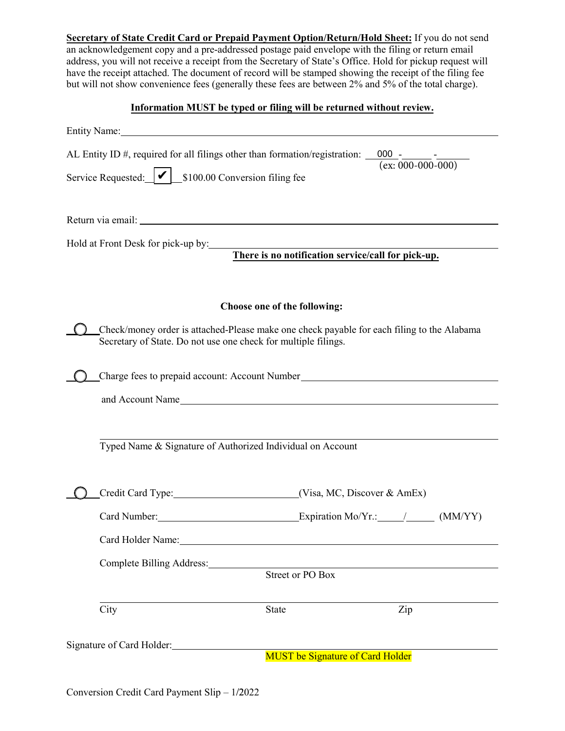**Secretary of State Credit Card or Prepaid Payment Option/Return/Hold Sheet:** If you do not send an acknowledgement copy and a pre-addressed postage paid envelope with the filing or return email address, you will not receive a receipt from the Secretary of State's Office. Hold for pickup request will have the receipt attached. The document of record will be stamped showing the receipt of the filing fee but will not show convenience fees (generally these fees are between 2% and 5% of the total charge).

**Information MUST be typed or filing will be returned without review.**

Entity Name: \_\_\_\_\_\_\_\_\_\_\_\_\_\_\_\_\_\_\_\_\_\_\_\_\_\_\_\_\_\_\_\_\_\_\_\_\_\_\_\_

AL Entity ID #, required for all filings other than formation/registration: 000 - \_\_\_\_\_ - \_\_\_\_\_ (ex: 000-000-000)

Service Requested: ✔ $100.00 Conversion filing fee

Return via email: \_\_\_\_\_\_\_\_\_\_\_\_\_\_\_\_\_\_\_\_\_\_\_\_\_\_\_\_\_\_\_\_\_\_\_\_\_\_\_\_

Hold at Front Desk for pick-up by: \_\_\_\_\_\_\_\_\_\_\_\_\_\_\_\_\_\_\_\_\_\_\_\_\_\_\_\_\_\_\_\_\_\_\_\_\_\_\_\_

**There is no notification service/call for pick-up.**

**Choose one of the following:**

◯ Check/money order is attached-Please make one check payable for each filing to the Alabama Secretary of State. Do not use one check for multiple filings.

◯ Charge fees to prepaid account: Account Number \_\_\_\_\_\_\_\_\_\_\_\_\_\_\_\_\_\_\_\_\_\_\_\_\_\_\_\_

and Account Name \_\_\_\_\_\_\_\_\_\_\_\_\_\_\_\_\_\_\_\_\_\_\_\_\_\_\_\_\_\_\_\_\_\_\_\_\_\_\_\_

\_\_\_\_\_\_\_\_\_\_\_\_\_\_\_\_\_\_\_\_\_\_\_\_\_\_\_\_\_\_\_\_\_\_\_\_\_\_\_\_

Typed Name & Signature of Authorized Individual on Account

◯ Credit Card Type: \_\_\_\_\_\_\_\_\_\_\_\_\_\_\_\_\_\_\_\_ (Visa, MC, Discover & AmEx)

Card Number: \_\_\_\_\_\_\_\_\_\_\_\_\_\_\_\_\_\_\_\_\_\_\_\_ Expiration Mo/Yr.: \_\_\_\_\_ / \_\_\_\_\_ (MM/YY)

Card Holder Name: \_\_\_\_\_\_\_\_\_\_\_\_\_\_\_\_\_\_\_\_\_\_\_\_\_\_\_\_\_\_\_\_\_\_\_\_\_\_\_\_

Complete Billing Address: \_\_\_\_\_\_\_\_\_\_\_\_\_\_\_\_\_\_\_\_\_\_\_\_\_\_\_\_\_\_\_\_\_\_\_\_\_\_\_\_

Street or PO Box

\_\_\_\_\_\_\_\_\_\_\_\_\_\_\_\_\_\_\_\_\_\_\_\_\_\_\_\_\_\_\_\_\_\_\_\_\_\_\_\_

City State Zip

Signature of Card Holder: \_\_\_\_\_\_\_\_\_\_\_\_\_\_\_\_\_\_\_\_\_\_\_\_\_\_\_\_\_\_\_\_\_\_\_\_\_\_\_\_

MUST be Signature of Card Holder

Conversion Credit Card Payment Slip – 1/2022